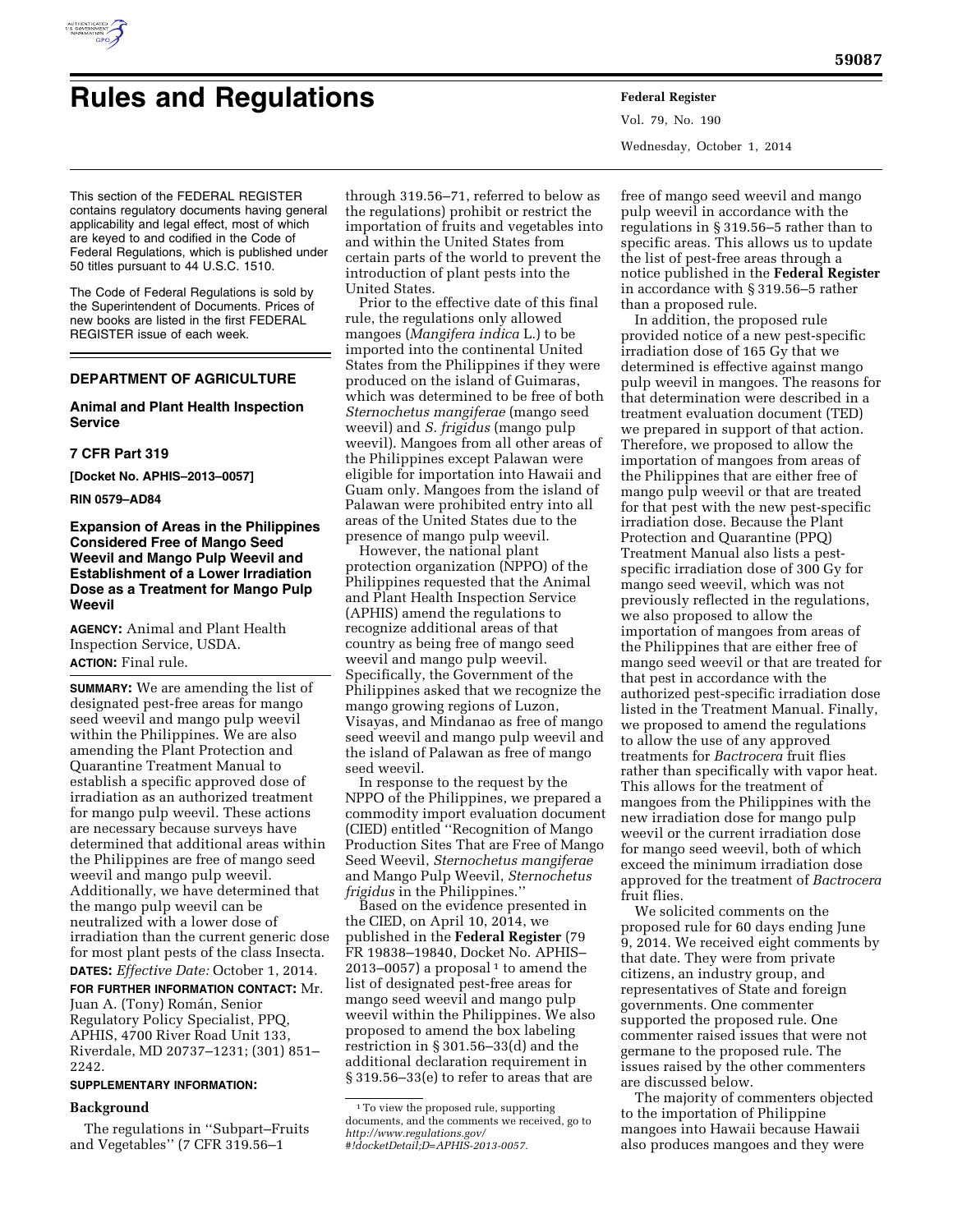# Rules and Regulations

This section of the FEDERAL REGISTER contains regulatory documents having general applicability and legal effect, most of which are keyed to and codified in the Code of Federal Regulations, which is published under 50 titles pursuant to 44 U.S.C. 1510.

The Code of Federal Regulations is sold by the Superintendent of Documents. Prices of new books are listed in the first FEDERAL REGISTER issue of each week.

## DEPARTMENT OF AGRICULTURE

### Animal and Plant Health Inspection Service

### 7 CFR Part 319

**[Docket No. APHIS–2013–0057]**

**RIN 0579–AD84**

### Expansion of Areas in the Philippines Considered Free of Mango Seed Weevil and Mango Pulp Weevil and Establishment of a Lower Irradiation Dose as a Treatment for Mango Pulp Weevil

**AGENCY:** Animal and Plant Health Inspection Service, USDA.

**ACTION:** Final rule.

**SUMMARY:** We are amending the list of designated pest-free areas for mango seed weevil and mango pulp weevil within the Philippines. We are also amending the Plant Protection and Quarantine Treatment Manual to establish a specific approved dose of irradiation as an authorized treatment for mango pulp weevil. These actions are necessary because surveys have determined that additional areas within the Philippines are free of mango seed weevil and mango pulp weevil. Additionally, we have determined that the mango pulp weevil can be neutralized with a lower dose of irradiation than the current generic dose for most plant pests of the class Insecta.

**DATES:** *Effective Date:* October 1, 2014.

**FOR FURTHER INFORMATION CONTACT:** Mr. Juan A. (Tony) Román, Senior Regulatory Policy Specialist, PPQ, APHIS, 4700 River Road Unit 133, Riverdale, MD 20737–1231; (301) 851–2242.

**SUPPLEMENTARY INFORMATION:**

#### Background

The regulations in ''Subpart–Fruits and Vegetables'' (7 CFR 319.56–1 through 319.56–71, referred to below as the regulations) prohibit or restrict the importation of fruits and vegetables into and within the United States from certain parts of the world to prevent the introduction of plant pests into the United States.

Prior to the effective date of this final rule, the regulations only allowed mangoes (*Mangifera indica* L.) to be imported into the continental United States from the Philippines if they were produced on the island of Guimaras, which was determined to be free of both *Sternochetus mangiferae* (mango seed weevil) and *S. frigidus* (mango pulp weevil). Mangoes from all other areas of the Philippines except Palawan were eligible for importation into Hawaii and Guam only. Mangoes from the island of Palawan were prohibited entry into all areas of the United States due to the presence of mango pulp weevil.

However, the national plant protection organization (NPPO) of the Philippines requested that the Animal and Plant Health Inspection Service (APHIS) amend the regulations to recognize additional areas of that country as being free of mango seed weevil and mango pulp weevil. Specifically, the Government of the Philippines asked that we recognize the mango growing regions of Luzon, Visayas, and Mindanao as free of mango seed weevil and mango pulp weevil and the island of Palawan as free of mango seed weevil.

In response to the request by the NPPO of the Philippines, we prepared a commodity import evaluation document (CIED) entitled ''Recognition of Mango Production Sites That are Free of Mango Seed Weevil, *Sternochetus mangiferae* and Mango Pulp Weevil, *Sternochetus frigidus* in the Philippines.''

Based on the evidence presented in the CIED, on April 10, 2014, we published in the **Federal Register** (79 FR 19838–19840, Docket No. APHIS–2013–0057) a proposal [1] to amend the list of designated pest-free areas for mango seed weevil and mango pulp weevil within the Philippines. We also proposed to amend the box labeling restriction in § 301.56–33(d) and the additional declaration requirement in § 319.56–33(e) to refer to areas that are free of mango seed weevil and mango pulp weevil in accordance with the regulations in § 319.56–5 rather than to specific areas. This allows us to update the list of pest-free areas through a notice published in the **Federal Register** in accordance with § 319.56–5 rather than a proposed rule.

In addition, the proposed rule provided notice of a new pest-specific irradiation dose of 165 Gy that we determined is effective against mango pulp weevil in mangoes. The reasons for that determination were described in a treatment evaluation document (TED) we prepared in support of that action. Therefore, we proposed to allow the importation of mangoes from areas of the Philippines that are either free of mango pulp weevil or that are treated for that pest with the new pest-specific irradiation dose. Because the Plant Protection and Quarantine (PPQ) Treatment Manual also lists a pest-specific irradiation dose of 300 Gy for mango seed weevil, which was not previously reflected in the regulations, we also proposed to allow the importation of mangoes from areas of the Philippines that are either free of mango seed weevil or that are treated for that pest in accordance with the authorized pest-specific irradiation dose listed in the Treatment Manual. Finally, we proposed to amend the regulations to allow the use of any approved treatments for *Bactrocera* fruit flies rather than specifically with vapor heat. This allows for the treatment of mangoes from the Philippines with the new irradiation dose for mango pulp weevil or the current irradiation dose for mango seed weevil, both of which exceed the minimum irradiation dose approved for the treatment of *Bactrocera* fruit flies.

We solicited comments on the proposed rule for 60 days ending June 9, 2014. We received eight comments by that date. They were from private citizens, an industry group, and representatives of State and foreign governments. One commenter supported the proposed rule. One commenter raised issues that were not germane to the proposed rule. The issues raised by the other commenters are discussed below.

The majority of commenters objected to the importation of Philippine mangoes into Hawaii because Hawaii also produces mangoes and they were

---

[1] To view the proposed rule, supporting documents, and the comments we received, go to *http://www.regulations.gov/#!docketDetail;D=APHIS-2013-0057*.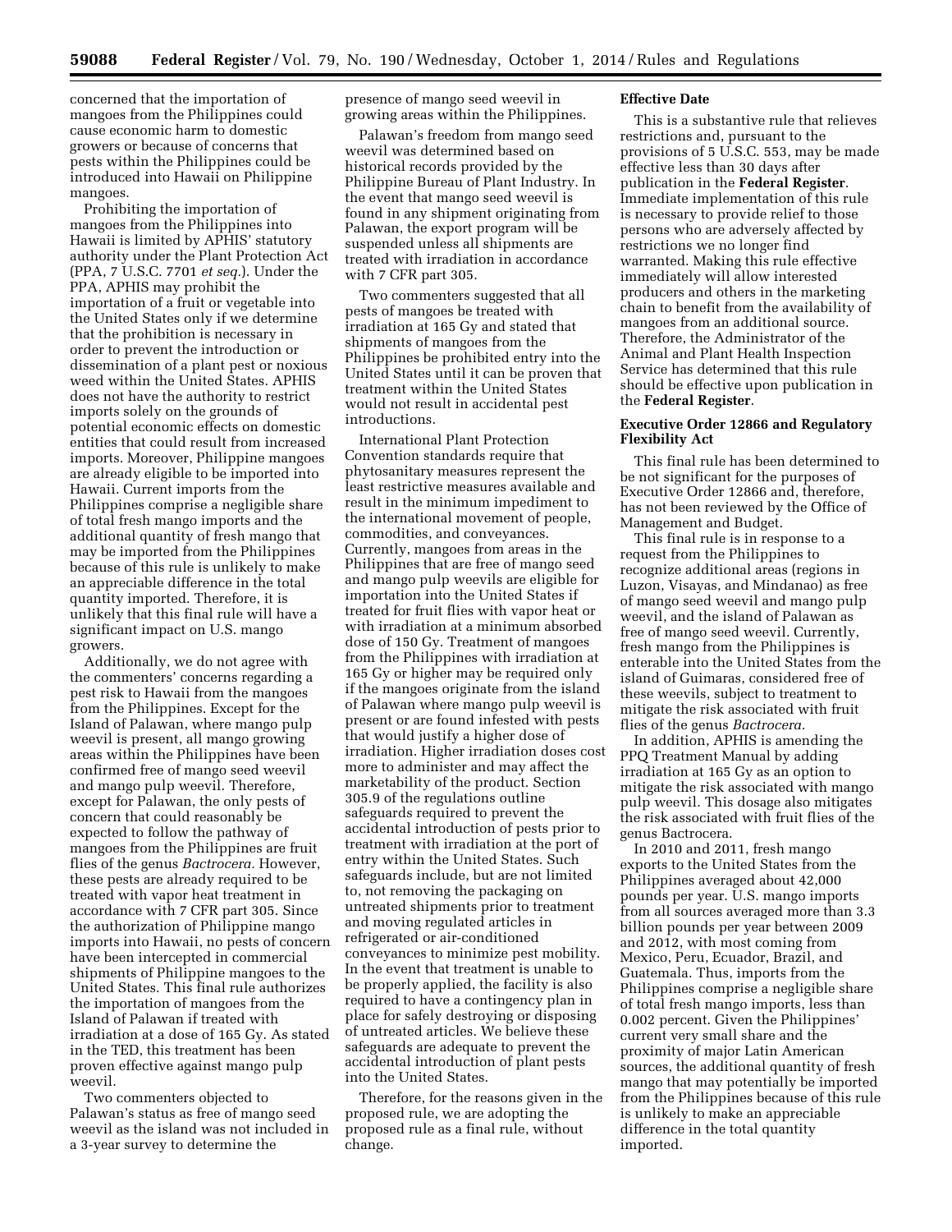concerned that the importation of mangoes from the Philippines could cause economic harm to domestic growers or because of concerns that pests within the Philippines could be introduced into Hawaii on Philippine mangoes.

Prohibiting the importation of mangoes from the Philippines into Hawaii is limited by APHIS' statutory authority under the Plant Protection Act (PPA, 7 U.S.C. 7701 *et seq.*). Under the PPA, APHIS may prohibit the importation of a fruit or vegetable into the United States only if we determine that the prohibition is necessary in order to prevent the introduction or dissemination of a plant pest or noxious weed within the United States. APHIS does not have the authority to restrict imports solely on the grounds of potential economic effects on domestic entities that could result from increased imports. Moreover, Philippine mangoes are already eligible to be imported into Hawaii. Current imports from the Philippines comprise a negligible share of total fresh mango imports and the additional quantity of fresh mango that may be imported from the Philippines because of this rule is unlikely to make an appreciable difference in the total quantity imported. Therefore, it is unlikely that this final rule will have a significant impact on U.S. mango growers.

Additionally, we do not agree with the commenters' concerns regarding a pest risk to Hawaii from the mangoes from the Philippines. Except for the Island of Palawan, where mango pulp weevil is present, all mango growing areas within the Philippines have been confirmed free of mango seed weevil and mango pulp weevil. Therefore, except for Palawan, the only pests of concern that could reasonably be expected to follow the pathway of mangoes from the Philippines are fruit flies of the genus *Bactrocera.* However, these pests are already required to be treated with vapor heat treatment in accordance with 7 CFR part 305. Since the authorization of Philippine mango imports into Hawaii, no pests of concern have been intercepted in commercial shipments of Philippine mangoes to the United States. This final rule authorizes the importation of mangoes from the Island of Palawan if treated with irradiation at a dose of 165 Gy. As stated in the TED, this treatment has been proven effective against mango pulp weevil.

Two commenters objected to Palawan's status as free of mango seed weevil as the island was not included in a 3-year survey to determine the presence of mango seed weevil in growing areas within the Philippines.

Palawan's freedom from mango seed weevil was determined based on historical records provided by the Philippine Bureau of Plant Industry. In the event that mango seed weevil is found in any shipment originating from Palawan, the export program will be suspended unless all shipments are treated with irradiation in accordance with 7 CFR part 305.

Two commenters suggested that all pests of mangoes be treated with irradiation at 165 Gy and stated that shipments of mangoes from the Philippines be prohibited entry into the United States until it can be proven that treatment within the United States would not result in accidental pest introductions.

International Plant Protection Convention standards require that phytosanitary measures represent the least restrictive measures available and result in the minimum impediment to the international movement of people, commodities, and conveyances. Currently, mangoes from areas in the Philippines that are free of mango seed and mango pulp weevils are eligible for importation into the United States if treated for fruit flies with vapor heat or with irradiation at a minimum absorbed dose of 150 Gy. Treatment of mangoes from the Philippines with irradiation at 165 Gy or higher may be required only if the mangoes originate from the island of Palawan where mango pulp weevil is present or are found infested with pests that would justify a higher dose of irradiation. Higher irradiation doses cost more to administer and may affect the marketability of the product. Section 305.9 of the regulations outline safeguards required to prevent the accidental introduction of pests prior to treatment with irradiation at the port of entry within the United States. Such safeguards include, but are not limited to, not removing the packaging on untreated shipments prior to treatment and moving regulated articles in refrigerated or air-conditioned conveyances to minimize pest mobility. In the event that treatment is unable to be properly applied, the facility is also required to have a contingency plan in place for safely destroying or disposing of untreated articles. We believe these safeguards are adequate to prevent the accidental introduction of plant pests into the United States.

Therefore, for the reasons given in the proposed rule, we are adopting the proposed rule as a final rule, without change.

## Effective Date

This is a substantive rule that relieves restrictions and, pursuant to the provisions of 5 U.S.C. 553, may be made effective less than 30 days after publication in the **Federal Register**. Immediate implementation of this rule is necessary to provide relief to those persons who are adversely affected by restrictions we no longer find warranted. Making this rule effective immediately will allow interested producers and others in the marketing chain to benefit from the availability of mangoes from an additional source. Therefore, the Administrator of the Animal and Plant Health Inspection Service has determined that this rule should be effective upon publication in the **Federal Register**.

## Executive Order 12866 and Regulatory Flexibility Act

This final rule has been determined to be not significant for the purposes of Executive Order 12866 and, therefore, has not been reviewed by the Office of Management and Budget.

This final rule is in response to a request from the Philippines to recognize additional areas (regions in Luzon, Visayas, and Mindanao) as free of mango seed weevil and mango pulp weevil, and the island of Palawan as free of mango seed weevil. Currently, fresh mango from the Philippines is enterable into the United States from the island of Guimaras, considered free of these weevils, subject to treatment to mitigate the risk associated with fruit flies of the genus *Bactrocera.*

In addition, APHIS is amending the PPQ Treatment Manual by adding irradiation at 165 Gy as an option to mitigate the risk associated with mango pulp weevil. This dosage also mitigates the risk associated with fruit flies of the genus Bactrocera.

In 2010 and 2011, fresh mango exports to the United States from the Philippines averaged about 42,000 pounds per year. U.S. mango imports from all sources averaged more than 3.3 billion pounds per year between 2009 and 2012, with most coming from Mexico, Peru, Ecuador, Brazil, and Guatemala. Thus, imports from the Philippines comprise a negligible share of total fresh mango imports, less than 0.002 percent. Given the Philippines' current very small share and the proximity of major Latin American sources, the additional quantity of fresh mango that may potentially be imported from the Philippines because of this rule is unlikely to make an appreciable difference in the total quantity imported.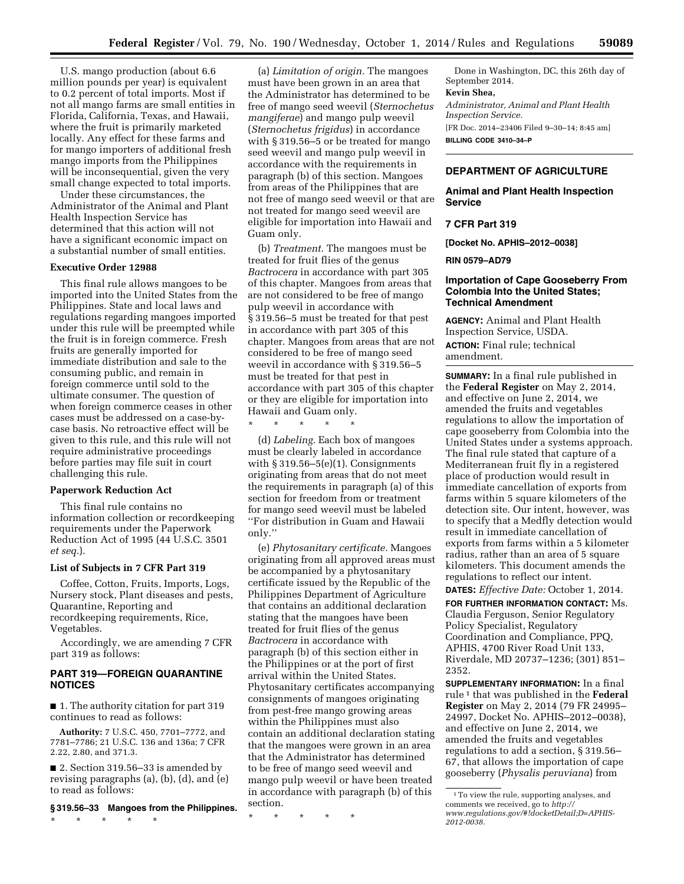U.S. mango production (about 6.6 million pounds per year) is equivalent to 0.2 percent of total imports. Most if not all mango farms are small entities in Florida, California, Texas, and Hawaii, where the fruit is primarily marketed locally. Any effect for these farms and for mango importers of additional fresh mango imports from the Philippines will be inconsequential, given the very small change expected to total imports.

Under these circumstances, the Administrator of the Animal and Plant Health Inspection Service has determined that this action will not have a significant economic impact on a substantial number of small entities.

### Executive Order 12988

This final rule allows mangoes to be imported into the United States from the Philippines. State and local laws and regulations regarding mangoes imported under this rule will be preempted while the fruit is in foreign commerce. Fresh fruits are generally imported for immediate distribution and sale to the consuming public, and remain in foreign commerce until sold to the ultimate consumer. The question of when foreign commerce ceases in other cases must be addressed on a case-by-case basis. No retroactive effect will be given to this rule, and this rule will not require administrative proceedings before parties may file suit in court challenging this rule.

### Paperwork Reduction Act

This final rule contains no information collection or recordkeeping requirements under the Paperwork Reduction Act of 1995 (44 U.S.C. 3501 *et seq.*).

### List of Subjects in 7 CFR Part 319

Coffee, Cotton, Fruits, Imports, Logs, Nursery stock, Plant diseases and pests, Quarantine, Reporting and recordkeeping requirements, Rice, Vegetables.

Accordingly, we are amending 7 CFR part 319 as follows:

## PART 319—FOREIGN QUARANTINE NOTICES

■ 1. The authority citation for part 319 continues to read as follows:

**Authority:** 7 U.S.C. 450, 7701–7772, and 7781–7786; 21 U.S.C. 136 and 136a; 7 CFR 2.22, 2.80, and 371.3.

■ 2. Section 319.56–33 is amended by revising paragraphs (a), (b), (d), and (e) to read as follows:

### § 319.56–33 Mangoes from the Philippines.

\* \* \* \* \*

(a) *Limitation of origin.* The mangoes must have been grown in an area that the Administrator has determined to be free of mango seed weevil (*Sternochetus mangiferae*) and mango pulp weevil (*Sternochetus frigidus*) in accordance with § 319.56–5 or be treated for mango seed weevil and mango pulp weevil in accordance with the requirements in paragraph (b) of this section. Mangoes from areas of the Philippines that are not free of mango seed weevil or that are not treated for mango seed weevil are eligible for importation into Hawaii and Guam only.

(b) *Treatment.* The mangoes must be treated for fruit flies of the genus *Bactrocera* in accordance with part 305 of this chapter. Mangoes from areas that are not considered to be free of mango pulp weevil in accordance with § 319.56–5 must be treated for that pest in accordance with part 305 of this chapter. Mangoes from areas that are not considered to be free of mango seed weevil in accordance with § 319.56–5 must be treated for that pest in accordance with part 305 of this chapter or they are eligible for importation into Hawaii and Guam only.

\* \* \* \* \*

(d) *Labeling.* Each box of mangoes must be clearly labeled in accordance with § 319.56–5(e)(1). Consignments originating from areas that do not meet the requirements in paragraph (a) of this section for freedom from or treatment for mango seed weevil must be labeled ''For distribution in Guam and Hawaii only.''

(e) *Phytosanitary certificate.* Mangoes originating from all approved areas must be accompanied by a phytosanitary certificate issued by the Republic of the Philippines Department of Agriculture that contains an additional declaration stating that the mangoes have been treated for fruit flies of the genus *Bactrocera* in accordance with paragraph (b) of this section either in the Philippines or at the port of first arrival within the United States. Phytosanitary certificates accompanying consignments of mangoes originating from pest-free mango growing areas within the Philippines must also contain an additional declaration stating that the mangoes were grown in an area that the Administrator has determined to be free of mango seed weevil and mango pulp weevil or have been treated in accordance with paragraph (b) of this section.

\* \* \* \* \*

Done in Washington, DC, this 26th day of September 2014.

**Kevin Shea,**

*Administrator, Animal and Plant Health Inspection Service.*

[FR Doc. 2014–23406 Filed 9–30–14; 8:45 am]

**BILLING CODE 3410–34–P**

---

## DEPARTMENT OF AGRICULTURE

### Animal and Plant Health Inspection Service

### 7 CFR Part 319

**[Docket No. APHIS–2012–0038]**

**RIN 0579–AD79**

## Importation of Cape Gooseberry From Colombia Into the United States; Technical Amendment

**AGENCY:** Animal and Plant Health Inspection Service, USDA.

**ACTION:** Final rule; technical amendment.

**SUMMARY:** In a final rule published in the **Federal Register** on May 2, 2014, and effective on June 2, 2014, we amended the fruits and vegetables regulations to allow the importation of cape gooseberry from Colombia into the United States under a systems approach. The final rule stated that capture of a Mediterranean fruit fly in a registered place of production would result in immediate cancellation of exports from farms within 5 square kilometers of the detection site. Our intent, however, was to specify that a Medfly detection would result in immediate cancellation of exports from farms within a 5 kilometer radius, rather than an area of 5 square kilometers. This document amends the regulations to reflect our intent.

**DATES:** *Effective Date:* October 1, 2014.

**FOR FURTHER INFORMATION CONTACT:** Ms. Claudia Ferguson, Senior Regulatory Policy Specialist, Regulatory Coordination and Compliance, PPQ, APHIS, 4700 River Road Unit 133, Riverdale, MD 20737–1236; (301) 851–2352.

**SUPPLEMENTARY INFORMATION:** In a final rule [1] that was published in the **Federal Register** on May 2, 2014 (79 FR 24995–24997, Docket No. APHIS–2012–0038), and effective on June 2, 2014, we amended the fruits and vegetables regulations to add a section, § 319.56–67, that allows the importation of cape gooseberry (*Physalis peruviana*) from

[1] To view the rule, supporting analyses, and comments we received, go to *http://www.regulations.gov/#!docketDetail;D=APHIS-2012-0038.*